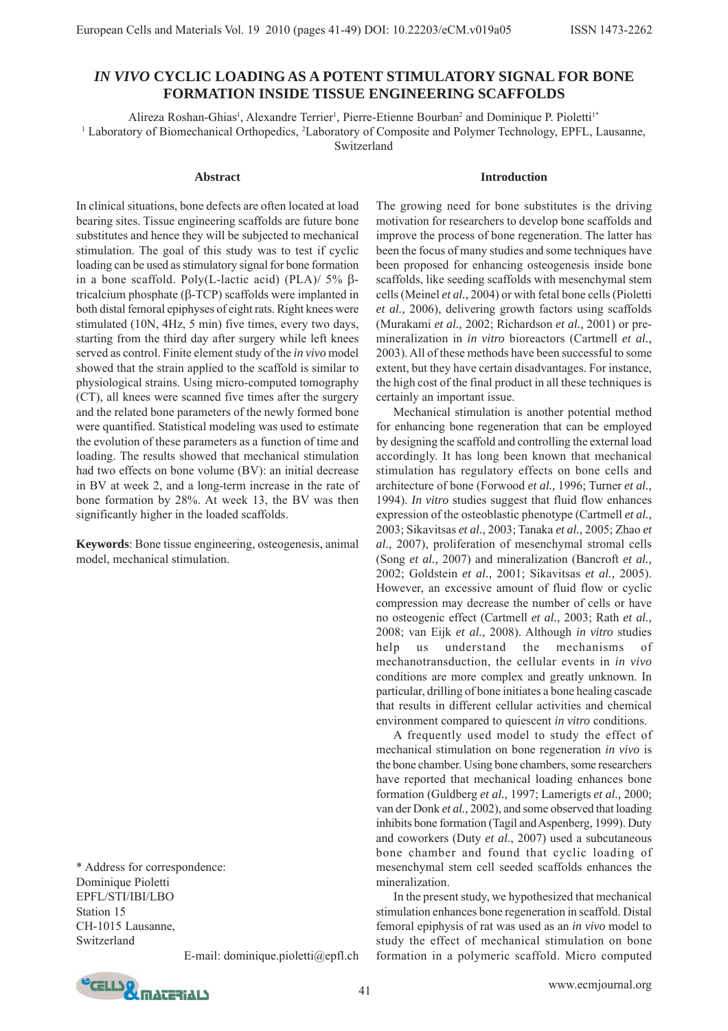# *IN VIVO* CYCLIC LOADING AS A POTENT STIMULATORY SIGNAL FOR BONE FORMATION INSIDE TISSUE ENGINEERING SCAFFOLDS

Alireza Roshan-Ghias[1], Alexandre Terrier[1], Pierre-Etienne Bourban[2] and Dominique P. Pioletti[1]*

[1] Laboratory of Biomechanical Orthopedics, [2]Laboratory of Composite and Polymer Technology, EPFL, Lausanne, Switzerland

## Abstract

In clinical situations, bone defects are often located at load bearing sites. Tissue engineering scaffolds are future bone substitutes and hence they will be subjected to mechanical stimulation. The goal of this study was to test if cyclic loading can be used as stimulatory signal for bone formation in a bone scaffold. Poly(L-lactic acid) (PLA)/ 5% β-tricalcium phosphate (β-TCP) scaffolds were implanted in both distal femoral epiphyses of eight rats. Right knees were stimulated (10N, 4Hz, 5 min) five times, every two days, starting from the third day after surgery while left knees served as control. Finite element study of the *in vivo* model showed that the strain applied to the scaffold is similar to physiological strains. Using micro-computed tomography (CT), all knees were scanned five times after the surgery and the related bone parameters of the newly formed bone were quantified. Statistical modeling was used to estimate the evolution of these parameters as a function of time and loading. The results showed that mechanical stimulation had two effects on bone volume (BV): an initial decrease in BV at week 2, and a long-term increase in the rate of bone formation by 28%. At week 13, the BV was then significantly higher in the loaded scaffolds.

**Keywords**: Bone tissue engineering, osteogenesis, animal model, mechanical stimulation.

\* Address for correspondence:
Dominique Pioletti
EPFL/STI/IBI/LBO
Station 15
CH-1015 Lausanne,
Switzerland

E-mail: dominique.pioletti@epfl.ch

## Introduction

The growing need for bone substitutes is the driving motivation for researchers to develop bone scaffolds and improve the process of bone regeneration. The latter has been the focus of many studies and some techniques have been proposed for enhancing osteogenesis inside bone scaffolds, like seeding scaffolds with mesenchymal stem cells (Meinel *et al.,* 2004) or with fetal bone cells (Pioletti *et al.,* 2006), delivering growth factors using scaffolds (Murakami *et al.,* 2002; Richardson *et al.,* 2001) or pre-mineralization in *in vitro* bioreactors (Cartmell *et al.,* 2003). All of these methods have been successful to some extent, but they have certain disadvantages. For instance, the high cost of the final product in all these techniques is certainly an important issue.

Mechanical stimulation is another potential method for enhancing bone regeneration that can be employed by designing the scaffold and controlling the external load accordingly. It has long been known that mechanical stimulation has regulatory effects on bone cells and architecture of bone (Forwood *et al.,* 1996; Turner *et al.,* 1994). *In vitro* studies suggest that fluid flow enhances expression of the osteoblastic phenotype (Cartmell *et al.,* 2003; Sikavitsas *et al.,* 2003; Tanaka *et al.,* 2005; Zhao *et al.,* 2007), proliferation of mesenchymal stromal cells (Song *et al.,* 2007) and mineralization (Bancroft *et al.,* 2002; Goldstein *et al.,* 2001; Sikavitsas *et al.,* 2005). However, an excessive amount of fluid flow or cyclic compression may decrease the number of cells or have no osteogenic effect (Cartmell *et al.,* 2003; Rath *et al.,* 2008; van Eijk *et al.,* 2008). Although *in vitro* studies help us understand the mechanisms of mechanotransduction, the cellular events in *in vivo* conditions are more complex and greatly unknown. In particular, drilling of bone initiates a bone healing cascade that results in different cellular activities and chemical environment compared to quiescent *in vitro* conditions.

A frequently used model to study the effect of mechanical stimulation on bone regeneration *in vivo* is the bone chamber. Using bone chambers, some researchers have reported that mechanical loading enhances bone formation (Guldberg *et al.,* 1997; Lamerigts *et al.,* 2000; van der Donk *et al.,* 2002), and some observed that loading inhibits bone formation (Tagil and Aspenberg, 1999). Duty and coworkers (Duty *et al.*, 2007) used a subcutaneous bone chamber and found that cyclic loading of mesenchymal stem cell seeded scaffolds enhances the mineralization.

In the present study, we hypothesized that mechanical stimulation enhances bone regeneration in scaffold. Distal femoral epiphysis of rat was used as an *in vivo* model to study the effect of mechanical stimulation on bone formation in a polymeric scaffold. Micro computed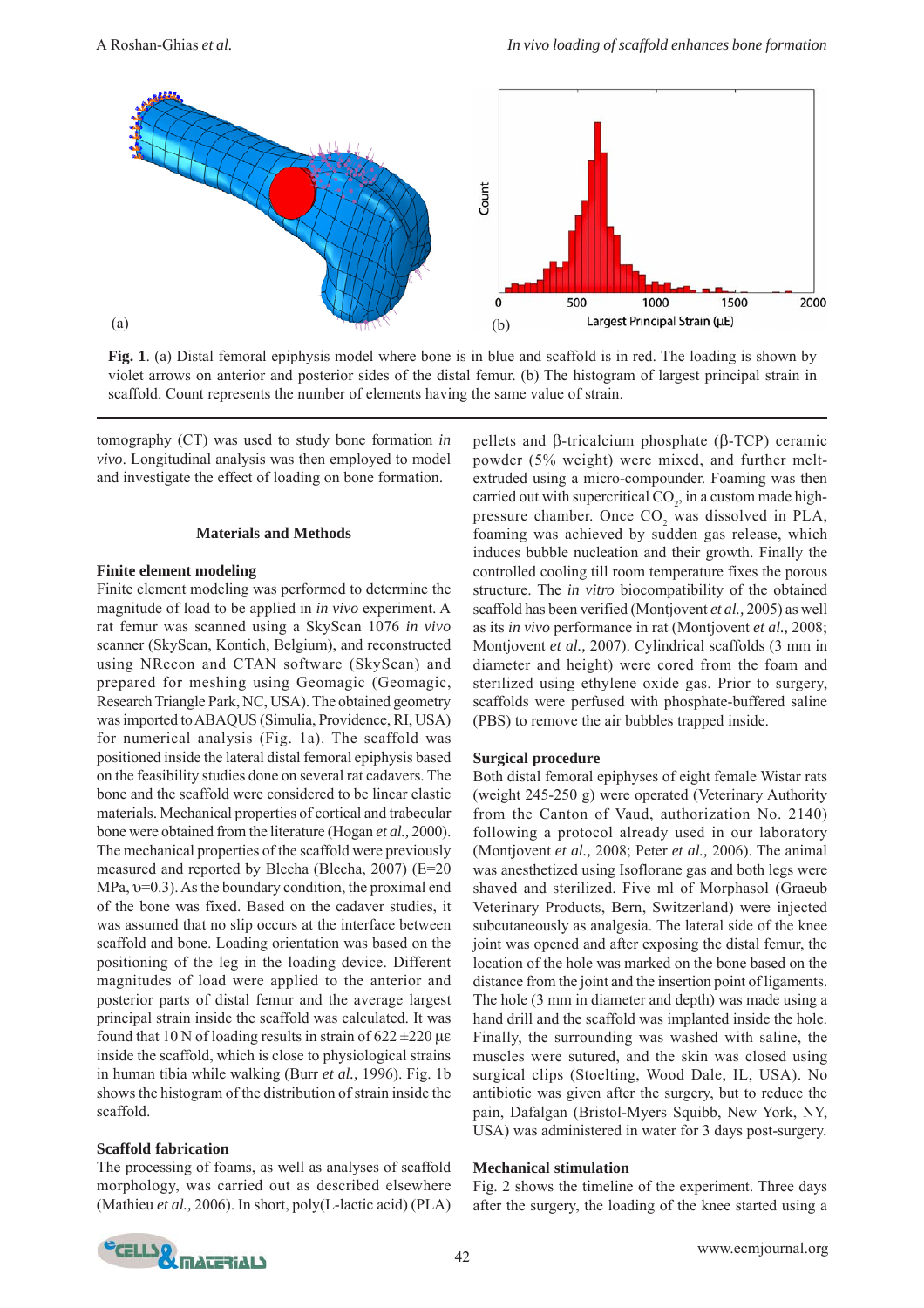**Fig. 1**. (a) Distal femoral epiphysis model where bone is in blue and scaffold is in red. The loading is shown by violet arrows on anterior and posterior sides of the distal femur. (b) The histogram of largest principal strain in scaffold. Count represents the number of elements having the same value of strain.

tomography (CT) was used to study bone formation *in vivo*. Longitudinal analysis was then employed to model and investigate the effect of loading on bone formation.

## Materials and Methods

### Finite element modeling

Finite element modeling was performed to determine the magnitude of load to be applied in *in vivo* experiment. A rat femur was scanned using a SkyScan 1076 *in vivo* scanner (SkyScan, Kontich, Belgium), and reconstructed using NRecon and CTAN software (SkyScan) and prepared for meshing using Geomagic (Geomagic, Research Triangle Park, NC, USA). The obtained geometry was imported to ABAQUS (Simulia, Providence, RI, USA) for numerical analysis (Fig. 1a). The scaffold was positioned inside the lateral distal femoral epiphysis based on the feasibility studies done on several rat cadavers. The bone and the scaffold were considered to be linear elastic materials. Mechanical properties of cortical and trabecular bone were obtained from the literature (Hogan *et al.,* 2000). The mechanical properties of the scaffold were previously measured and reported by Blecha (Blecha, 2007) (E=20 MPa, $\upsilon$=0.3). As the boundary condition, the proximal end of the bone was fixed. Based on the cadaver studies, it was assumed that no slip occurs at the interface between scaffold and bone. Loading orientation was based on the positioning of the leg in the loading device. Different magnitudes of load were applied to the anterior and posterior parts of distal femur and the average largest principal strain inside the scaffold was calculated. It was found that 10 N of loading results in strain of 622 ±220 $\mu\varepsilon$ inside the scaffold, which is close to physiological strains in human tibia while walking (Burr *et al.,* 1996). Fig. 1b shows the histogram of the distribution of strain inside the scaffold.

### Scaffold fabrication

The processing of foams, as well as analyses of scaffold morphology, was carried out as described elsewhere (Mathieu *et al.,* 2006). In short, poly(L-lactic acid) (PLA) pellets and β-tricalcium phosphate (β-TCP) ceramic powder (5% weight) were mixed, and further melt-extruded using a micro-compounder. Foaming was then carried out with supercritical $CO_2$, in a custom made high-pressure chamber. Once $CO_2$ was dissolved in PLA, foaming was achieved by sudden gas release, which induces bubble nucleation and their growth. Finally the controlled cooling till room temperature fixes the porous structure. The *in vitro* biocompatibility of the obtained scaffold has been verified (Montjovent *et al.,* 2005) as well as its *in vivo* performance in rat (Montjovent *et al.,* 2008; Montjovent *et al.,* 2007). Cylindrical scaffolds (3 mm in diameter and height) were cored from the foam and sterilized using ethylene oxide gas. Prior to surgery, scaffolds were perfused with phosphate-buffered saline (PBS) to remove the air bubbles trapped inside.

### Surgical procedure

Both distal femoral epiphyses of eight female Wistar rats (weight 245-250 g) were operated (Veterinary Authority from the Canton of Vaud, authorization No. 2140) following a protocol already used in our laboratory (Montjovent *et al.,* 2008; Peter *et al.,* 2006). The animal was anesthetized using Isoflorane gas and both legs were shaved and sterilized. Five ml of Morphasol (Graeub Veterinary Products, Bern, Switzerland) were injected subcutaneously as analgesia. The lateral side of the knee joint was opened and after exposing the distal femur, the location of the hole was marked on the bone based on the distance from the joint and the insertion point of ligaments. The hole (3 mm in diameter and depth) was made using a hand drill and the scaffold was implanted inside the hole. Finally, the surrounding was washed with saline, the muscles were sutured, and the skin was closed using surgical clips (Stoelting, Wood Dale, IL, USA). No antibiotic was given after the surgery, but to reduce the pain, Dafalgan (Bristol-Myers Squibb, New York, NY, USA) was administered in water for 3 days post-surgery.

### Mechanical stimulation

Fig. 2 shows the timeline of the experiment. Three days after the surgery, the loading of the knee started using a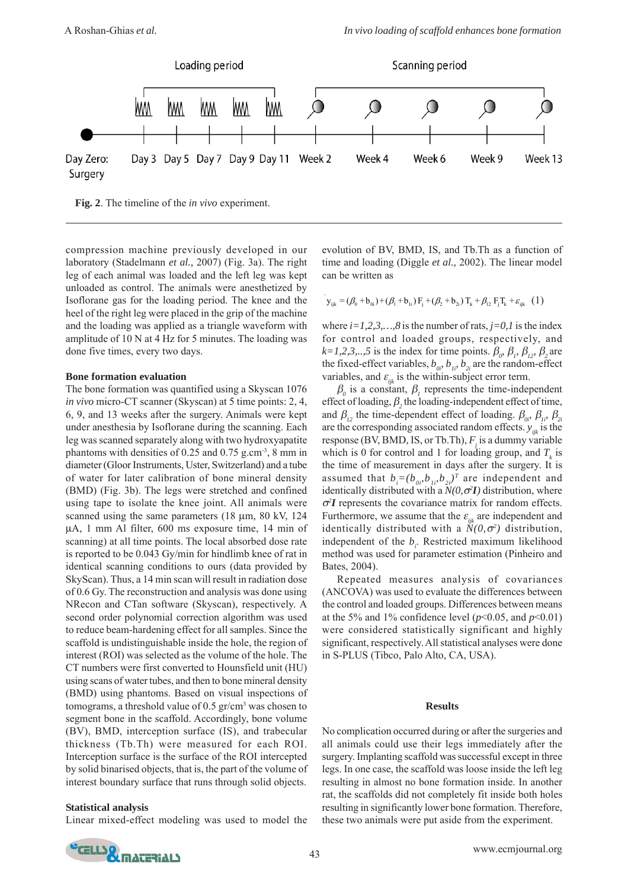Loading period

Scanning period

Day Zero: Surgery | Day 3 | Day 5 | Day 7 | Day 9 | Day 11 | Week 2 | Week 4 | Week 6 | Week 9 | Week 13

**Fig. 2**. The timeline of the *in vivo* experiment.

compression machine previously developed in our laboratory (Stadelmann *et al.,* 2007) (Fig. 3a). The right leg of each animal was loaded and the left leg was kept unloaded as control. The animals were anesthetized by Isoflorane gas for the loading period. The knee and the heel of the right leg were placed in the grip of the machine and the loading was applied as a triangle waveform with amplitude of 10 N at 4 Hz for 5 minutes. The loading was done five times, every two days.

**Bone formation evaluation**

The bone formation was quantified using a Skyscan 1076 *in vivo* micro-CT scanner (Skyscan) at 5 time points: 2, 4, 6, 9, and 13 weeks after the surgery. Animals were kept under anesthesia by Isoflorane during the scanning. Each leg was scanned separately along with two hydroxyapatite phantoms with densities of 0.25 and 0.75 g.cm$^{-3}$, 8 mm in diameter (Gloor Instruments, Uster, Switzerland) and a tube of water for later calibration of bone mineral density (BMD) (Fig. 3b). The legs were stretched and confined using tape to isolate the knee joint. All animals were scanned using the same parameters (18 µm, 80 kV, 124 µA, 1 mm Al filter, 600 ms exposure time, 14 min of scanning) at all time points. The local absorbed dose rate is reported to be 0.043 Gy/min for hindlimb knee of rat in identical scanning conditions to ours (data provided by SkyScan). Thus, a 14 min scan will result in radiation dose of 0.6 Gy. The reconstruction and analysis was done using NRecon and CTan software (Skyscan), respectively. A second order polynomial correction algorithm was used to reduce beam-hardening effect for all samples. Since the scaffold is undistinguishable inside the hole, the region of interest (ROI) was selected as the volume of the hole. The CT numbers were first converted to Hounsfield unit (HU) using scans of water tubes, and then to bone mineral density (BMD) using phantoms. Based on visual inspections of tomograms, a threshold value of 0.5 gr/cm$^3$ was chosen to segment bone in the scaffold. Accordingly, bone volume (BV), BMD, interception surface (IS), and trabecular thickness (Tb.Th) were measured for each ROI. Interception surface is the surface of the ROI intercepted by solid binarised objects, that is, the part of the volume of interest boundary surface that runs through solid objects.

**Statistical analysis**

Linear mixed-effect modeling was used to model the evolution of BV, BMD, IS, and Tb.Th as a function of time and loading (Diggle *et al.,* 2002). The linear model can be written as

$$y_{ijk} = (\beta_0 + b_{0i}) + (\beta_1 + b_{1i}) F_j + (\beta_2 + b_{2i}) T_k + \beta_{12} F_j T_k + \varepsilon_{ijk} \quad (1)$$

where $i=1,2,3,\ldots,8$ is the number of rats, $j=0,1$ is the index for control and loaded groups, respectively, and $k=1,2,3,..,5$ is the index for time points. $\beta_0$, $\beta_1$, $\beta_{12}$, $\beta_2$ are the fixed-effect variables, $b_{0i}$, $b_{1i}$, $b_{2i}$ are the random-effect variables, and $\varepsilon_{ijk}$ is the within-subject error term.

$\beta_0$ is a constant, $\beta_1$ represents the time-independent effect of loading, $\beta_2$ the loading-independent effect of time, and $\beta_{12}$ the time-dependent effect of loading. $\beta_{0i}$, $\beta_{1i}$, $\beta_{2i}$ are the corresponding associated random effects. $y_{ijk}$ is the response (BV, BMD, IS, or Tb.Th), $F_j$ is a dummy variable which is 0 for control and 1 for loading group, and $T_k$ is the time of measurement in days after the surgery. It is assumed that $b_i=(b_{0i},b_{1i},b_{2i})^T$ are independent and identically distributed with a $N(0,\sigma^2 I)$ distribution, where $\sigma^2 I$ represents the covariance matrix for random effects. Furthermore, we assume that the $\varepsilon_{ijk}$ are independent and identically distributed with a $N(0,\sigma^2)$ distribution, independent of the $b_i$. Restricted maximum likelihood method was used for parameter estimation (Pinheiro and Bates, 2004).

Repeated measures analysis of covariances (ANCOVA) was used to evaluate the differences between the control and loaded groups. Differences between means at the 5% and 1% confidence level ($p<0.05$, and $p<0.01$) were considered statistically significant and highly significant, respectively. All statistical analyses were done in S-PLUS (Tibco, Palo Alto, CA, USA).

## Results

No complication occurred during or after the surgeries and all animals could use their legs immediately after the surgery. Implanting scaffold was successful except in three legs. In one case, the scaffold was loose inside the left leg resulting in almost no bone formation inside. In another rat, the scaffolds did not completely fit inside both holes resulting in significantly lower bone formation. Therefore, these two animals were put aside from the experiment.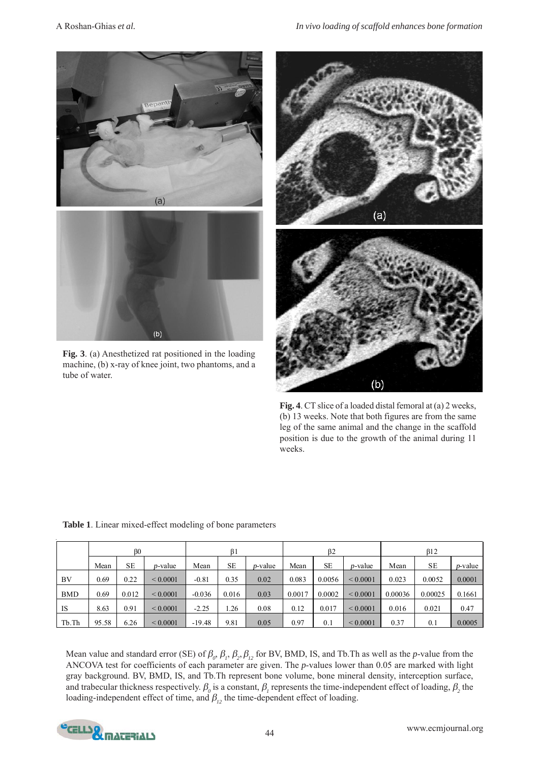**Fig. 3**. (a) Anesthetized rat positioned in the loading machine, (b) x-ray of knee joint, two phantoms, and a tube of water.

**Fig. 4**. CT slice of a loaded distal femoral at (a) 2 weeks, (b) 13 weeks. Note that both figures are from the same leg of the same animal and the change in the scaffold position is due to the growth of the animal during 11 weeks.

**Table 1**. Linear mixed-effect modeling of bone parameters

| | β0 | | | β1 | | | β2 | | | β12 | | |
|---|---|---|---|---|---|---|---|---|---|---|---|---|
| | Mean | SE | *p*-value | Mean | SE | *p*-value | Mean | SE | *p*-value | Mean | SE | *p*-value |
| BV | 0.69 | 0.22 | < 0.0001 | -0.81 | 0.35 | 0.02 | 0.083 | 0.0056 | < 0.0001 | 0.023 | 0.0052 | 0.0001 |
| BMD | 0.69 | 0.012 | < 0.0001 | -0.036 | 0.016 | 0.03 | 0.0017 | 0.0002 | < 0.0001 | 0.00036 | 0.00025 | 0.1661 |
| IS | 8.63 | 0.91 | < 0.0001 | -2.25 | 1.26 | 0.08 | 0.12 | 0.017 | < 0.0001 | 0.016 | 0.021 | 0.47 |
| Tb.Th | 95.58 | 6.26 | < 0.0001 | -19.48 | 9.81 | 0.05 | 0.97 | 0.1 | < 0.0001 | 0.37 | 0.1 | 0.0005 |

Mean value and standard error (SE) of $\beta_0$, $\beta_1$, $\beta_2$, $\beta_{12}$ for BV, BMD, IS, and Tb.Th as well as the *p*-value from the ANCOVA test for coefficients of each parameter are given. The *p*-values lower than 0.05 are marked with light gray background. BV, BMD, IS, and Tb.Th represent bone volume, bone mineral density, interception surface, and trabecular thickness respectively. $\beta_0$ is a constant, $\beta_1$ represents the time-independent effect of loading, $\beta_2$ the loading-independent effect of time, and $\beta_{12}$ the time-dependent effect of loading.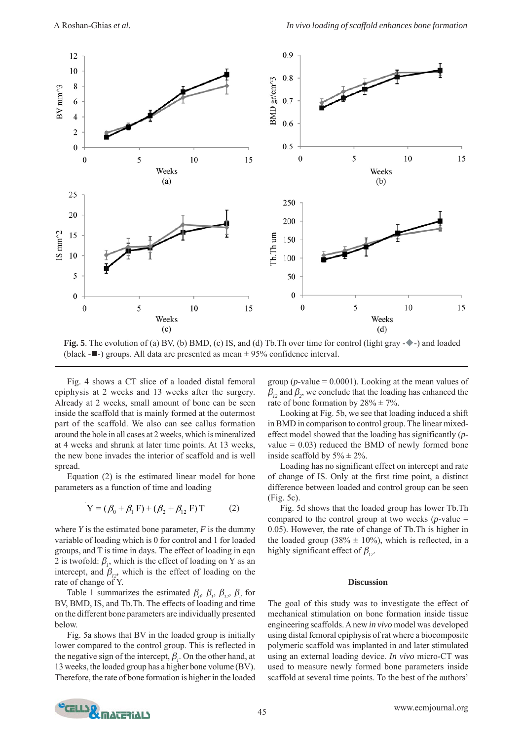**Fig. 5**. The evolution of (a) BV, (b) BMD, (c) IS, and (d) Tb.Th over time for control (light gray -◆-) and loaded (black -■-) groups. All data are presented as mean ± 95% confidence interval.

Fig. 4 shows a CT slice of a loaded distal femoral epiphysis at 2 weeks and 13 weeks after the surgery. Already at 2 weeks, small amount of bone can be seen inside the scaffold that is mainly formed at the outermost part of the scaffold. We also can see callus formation around the hole in all cases at 2 weeks, which is mineralized at 4 weeks and shrunk at later time points. At 13 weeks, the new bone invades the interior of scaffold and is well spread.

Equation (2) is the estimated linear model for bone parameters as a function of time and loading

$$Y = (\beta_0 + \beta_1 F) + (\beta_2 + \beta_{12} F) T \qquad (2)$$

where $Y$ is the estimated bone parameter, $F$ is the dummy variable of loading which is 0 for control and 1 for loaded groups, and T is time in days. The effect of loading in eqn 2 is twofold: $\beta_1$, which is the effect of loading on Y as an intercept, and $\beta_{12}$, which is the effect of loading on the rate of change of Y.

Table 1 summarizes the estimated $\beta_0$, $\beta_1$, $\beta_{12}$, $\beta_2$ for BV, BMD, IS, and Tb.Th. The effects of loading and time on the different bone parameters are individually presented below.

Fig. 5a shows that BV in the loaded group is initially lower compared to the control group. This is reflected in the negative sign of the intercept, $\beta_1$. On the other hand, at 13 weeks, the loaded group has a higher bone volume (BV). Therefore, the rate of bone formation is higher in the loaded group ($p$-value = 0.0001). Looking at the mean values of $\beta_{12}$ and $\beta_2$, we conclude that the loading has enhanced the rate of bone formation by 28% ± 7%.

Looking at Fig. 5b, we see that loading induced a shift in BMD in comparison to control group. The linear mixed-effect model showed that the loading has significantly ($p$-value = 0.03) reduced the BMD of newly formed bone inside scaffold by 5% ± 2%.

Loading has no significant effect on intercept and rate of change of IS. Only at the first time point, a distinct difference between loaded and control group can be seen (Fig. 5c).

Fig. 5d shows that the loaded group has lower Tb.Th compared to the control group at two weeks ($p$-value = 0.05). However, the rate of change of Tb.Th is higher in the loaded group (38% ± 10%), which is reflected, in a highly significant effect of $\beta_{12}$.

## Discussion

The goal of this study was to investigate the effect of mechanical stimulation on bone formation inside tissue engineering scaffolds. A new *in vivo* model was developed using distal femoral epiphysis of rat where a biocomposite polymeric scaffold was implanted in and later stimulated using an external loading device. *In vivo* micro-CT was used to measure newly formed bone parameters inside scaffold at several time points. To the best of the authors'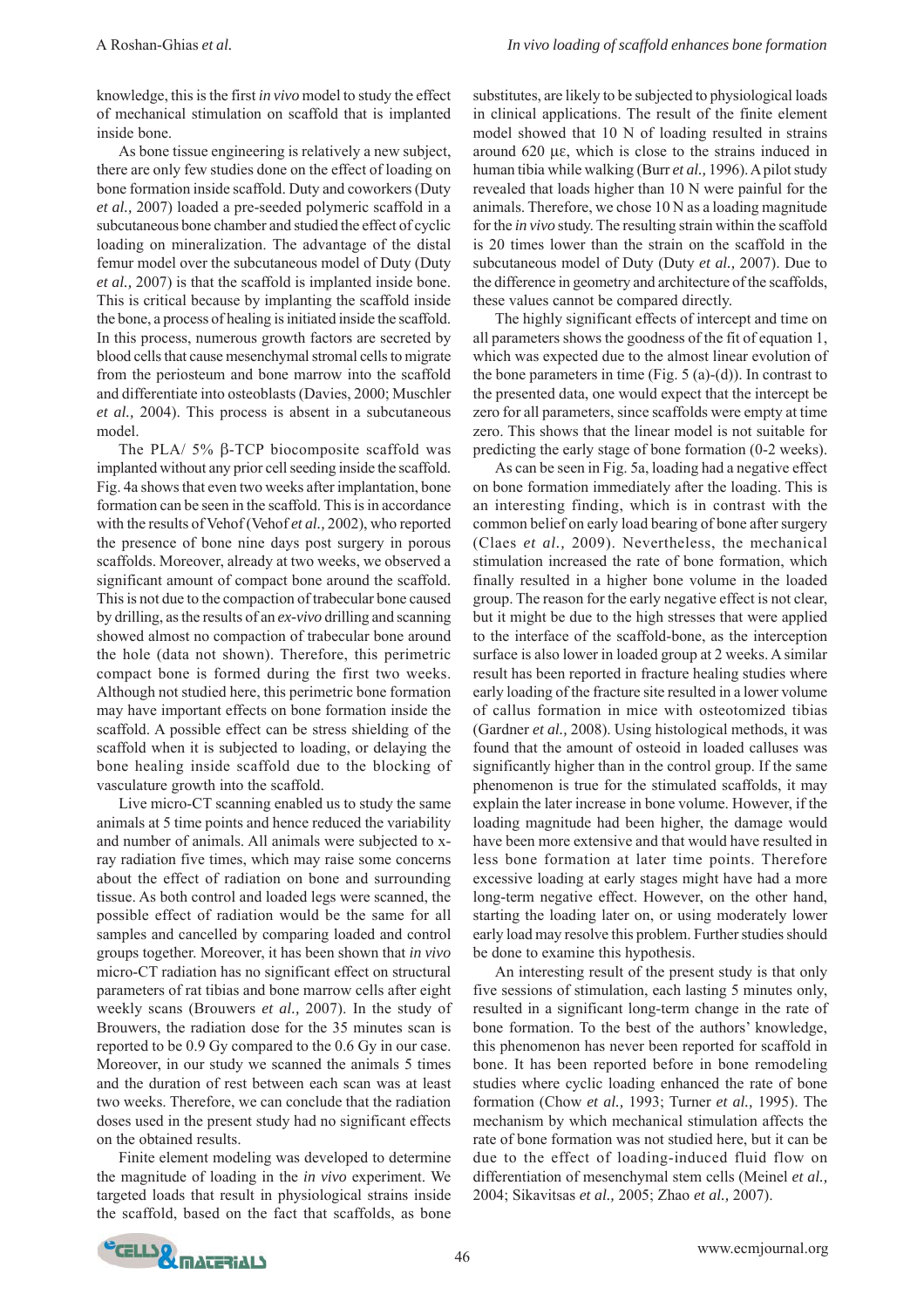knowledge, this is the first *in vivo* model to study the effect of mechanical stimulation on scaffold that is implanted inside bone.

As bone tissue engineering is relatively a new subject, there are only few studies done on the effect of loading on bone formation inside scaffold. Duty and coworkers (Duty *et al.,* 2007) loaded a pre-seeded polymeric scaffold in a subcutaneous bone chamber and studied the effect of cyclic loading on mineralization. The advantage of the distal femur model over the subcutaneous model of Duty (Duty *et al.,* 2007) is that the scaffold is implanted inside bone. This is critical because by implanting the scaffold inside the bone, a process of healing is initiated inside the scaffold. In this process, numerous growth factors are secreted by blood cells that cause mesenchymal stromal cells to migrate from the periosteum and bone marrow into the scaffold and differentiate into osteoblasts (Davies, 2000; Muschler *et al.,* 2004). This process is absent in a subcutaneous model.

The PLA/ 5% β-TCP biocomposite scaffold was implanted without any prior cell seeding inside the scaffold. Fig. 4a shows that even two weeks after implantation, bone formation can be seen in the scaffold. This is in accordance with the results of Vehof (Vehof *et al.,* 2002), who reported the presence of bone nine days post surgery in porous scaffolds. Moreover, already at two weeks, we observed a significant amount of compact bone around the scaffold. This is not due to the compaction of trabecular bone caused by drilling, as the results of an *ex-vivo* drilling and scanning showed almost no compaction of trabecular bone around the hole (data not shown). Therefore, this perimetric compact bone is formed during the first two weeks. Although not studied here, this perimetric bone formation may have important effects on bone formation inside the scaffold. A possible effect can be stress shielding of the scaffold when it is subjected to loading, or delaying the bone healing inside scaffold due to the blocking of vasculature growth into the scaffold.

Live micro-CT scanning enabled us to study the same animals at 5 time points and hence reduced the variability and number of animals. All animals were subjected to x-ray radiation five times, which may raise some concerns about the effect of radiation on bone and surrounding tissue. As both control and loaded legs were scanned, the possible effect of radiation would be the same for all samples and cancelled by comparing loaded and control groups together. Moreover, it has been shown that *in vivo* micro-CT radiation has no significant effect on structural parameters of rat tibias and bone marrow cells after eight weekly scans (Brouwers *et al.,* 2007). In the study of Brouwers, the radiation dose for the 35 minutes scan is reported to be 0.9 Gy compared to the 0.6 Gy in our case. Moreover, in our study we scanned the animals 5 times and the duration of rest between each scan was at least two weeks. Therefore, we can conclude that the radiation doses used in the present study had no significant effects on the obtained results.

Finite element modeling was developed to determine the magnitude of loading in the *in vivo* experiment. We targeted loads that result in physiological strains inside the scaffold, based on the fact that scaffolds, as bone substitutes, are likely to be subjected to physiological loads in clinical applications. The result of the finite element model showed that 10 N of loading resulted in strains around 620 με, which is close to the strains induced in human tibia while walking (Burr *et al.,* 1996). A pilot study revealed that loads higher than 10 N were painful for the animals. Therefore, we chose 10 N as a loading magnitude for the *in vivo* study. The resulting strain within the scaffold is 20 times lower than the strain on the scaffold in the subcutaneous model of Duty (Duty *et al.,* 2007). Due to the difference in geometry and architecture of the scaffolds, these values cannot be compared directly.

The highly significant effects of intercept and time on all parameters shows the goodness of the fit of equation 1, which was expected due to the almost linear evolution of the bone parameters in time (Fig. 5 (a)-(d)). In contrast to the presented data, one would expect that the intercept be zero for all parameters, since scaffolds were empty at time zero. This shows that the linear model is not suitable for predicting the early stage of bone formation (0-2 weeks).

As can be seen in Fig. 5a, loading had a negative effect on bone formation immediately after the loading. This is an interesting finding, which is in contrast with the common belief on early load bearing of bone after surgery (Claes *et al.,* 2009). Nevertheless, the mechanical stimulation increased the rate of bone formation, which finally resulted in a higher bone volume in the loaded group. The reason for the early negative effect is not clear, but it might be due to the high stresses that were applied to the interface of the scaffold-bone, as the interception surface is also lower in loaded group at 2 weeks. A similar result has been reported in fracture healing studies where early loading of the fracture site resulted in a lower volume of callus formation in mice with osteotomized tibias (Gardner *et al.,* 2008). Using histological methods, it was found that the amount of osteoid in loaded calluses was significantly higher than in the control group. If the same phenomenon is true for the stimulated scaffolds, it may explain the later increase in bone volume. However, if the loading magnitude had been higher, the damage would have been more extensive and that would have resulted in less bone formation at later time points. Therefore excessive loading at early stages might have had a more long-term negative effect. However, on the other hand, starting the loading later on, or using moderately lower early load may resolve this problem. Further studies should be done to examine this hypothesis.

An interesting result of the present study is that only five sessions of stimulation, each lasting 5 minutes only, resulted in a significant long-term change in the rate of bone formation. To the best of the authors' knowledge, this phenomenon has never been reported for scaffold in bone. It has been reported before in bone remodeling studies where cyclic loading enhanced the rate of bone formation (Chow *et al.,* 1993; Turner *et al.,* 1995). The mechanism by which mechanical stimulation affects the rate of bone formation was not studied here, but it can be due to the effect of loading-induced fluid flow on differentiation of mesenchymal stem cells (Meinel *et al.,* 2004; Sikavitsas *et al.,* 2005; Zhao *et al.,* 2007).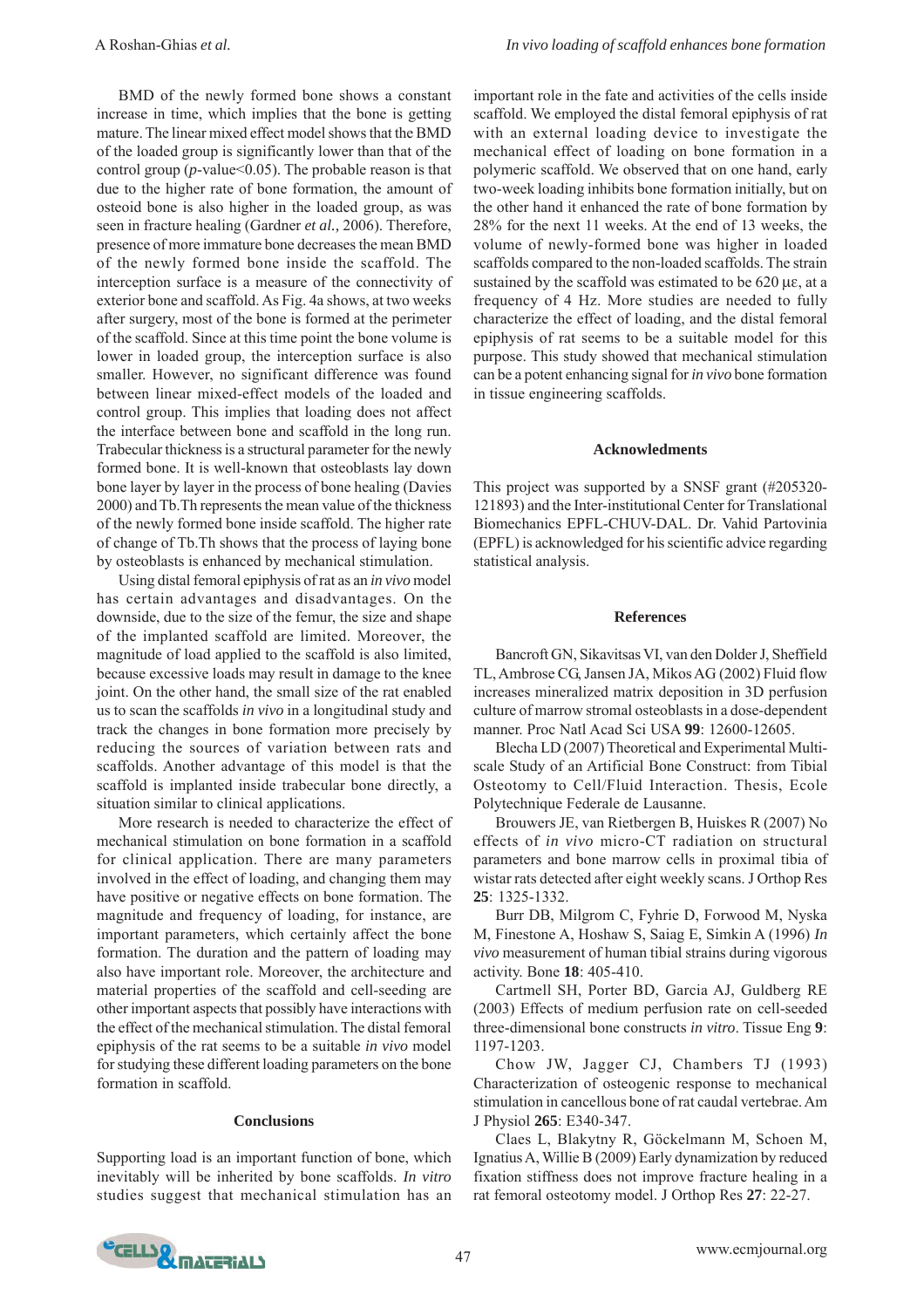BMD of the newly formed bone shows a constant increase in time, which implies that the bone is getting mature. The linear mixed effect model shows that the BMD of the loaded group is significantly lower than that of the control group ($p$-value<0.05). The probable reason is that due to the higher rate of bone formation, the amount of osteoid bone is also higher in the loaded group, as was seen in fracture healing (Gardner *et al.,* 2006). Therefore, presence of more immature bone decreases the mean BMD of the newly formed bone inside the scaffold. The interception surface is a measure of the connectivity of exterior bone and scaffold. As Fig. 4a shows, at two weeks after surgery, most of the bone is formed at the perimeter of the scaffold. Since at this time point the bone volume is lower in loaded group, the interception surface is also smaller. However, no significant difference was found between linear mixed-effect models of the loaded and control group. This implies that loading does not affect the interface between bone and scaffold in the long run. Trabecular thickness is a structural parameter for the newly formed bone. It is well-known that osteoblasts lay down bone layer by layer in the process of bone healing (Davies 2000) and Tb.Th represents the mean value of the thickness of the newly formed bone inside scaffold. The higher rate of change of Tb.Th shows that the process of laying bone by osteoblasts is enhanced by mechanical stimulation.

Using distal femoral epiphysis of rat as an *in vivo* model has certain advantages and disadvantages. On the downside, due to the size of the femur, the size and shape of the implanted scaffold are limited. Moreover, the magnitude of load applied to the scaffold is also limited, because excessive loads may result in damage to the knee joint. On the other hand, the small size of the rat enabled us to scan the scaffolds *in vivo* in a longitudinal study and track the changes in bone formation more precisely by reducing the sources of variation between rats and scaffolds. Another advantage of this model is that the scaffold is implanted inside trabecular bone directly, a situation similar to clinical applications.

More research is needed to characterize the effect of mechanical stimulation on bone formation in a scaffold for clinical application. There are many parameters involved in the effect of loading, and changing them may have positive or negative effects on bone formation. The magnitude and frequency of loading, for instance, are important parameters, which certainly affect the bone formation. The duration and the pattern of loading may also have important role. Moreover, the architecture and material properties of the scaffold and cell-seeding are other important aspects that possibly have interactions with the effect of the mechanical stimulation. The distal femoral epiphysis of the rat seems to be a suitable *in vivo* model for studying these different loading parameters on the bone formation in scaffold.

## Conclusions

Supporting load is an important function of bone, which inevitably will be inherited by bone scaffolds. *In vitro* studies suggest that mechanical stimulation has an important role in the fate and activities of the cells inside scaffold. We employed the distal femoral epiphysis of rat with an external loading device to investigate the mechanical effect of loading on bone formation in a polymeric scaffold. We observed that on one hand, early two-week loading inhibits bone formation initially, but on the other hand it enhanced the rate of bone formation by 28% for the next 11 weeks. At the end of 13 weeks, the volume of newly-formed bone was higher in loaded scaffolds compared to the non-loaded scaffolds. The strain sustained by the scaffold was estimated to be 620 $\mu\varepsilon$, at a frequency of 4 Hz. More studies are needed to fully characterize the effect of loading, and the distal femoral epiphysis of rat seems to be a suitable model for this purpose. This study showed that mechanical stimulation can be a potent enhancing signal for *in vivo* bone formation in tissue engineering scaffolds.

## Acknowledgments

This project was supported by a SNSF grant (#205320-121893) and the Inter-institutional Center for Translational Biomechanics EPFL-CHUV-DAL. Dr. Vahid Partovinia (EPFL) is acknowledged for his scientific advice regarding statistical analysis.

## References

Bancroft GN, Sikavitsas VI, van den Dolder J, Sheffield TL, Ambrose CG, Jansen JA, Mikos AG (2002) Fluid flow increases mineralized matrix deposition in 3D perfusion culture of marrow stromal osteoblasts in a dose-dependent manner. Proc Natl Acad Sci USA **99**: 12600-12605.

Blecha LD (2007) Theoretical and Experimental Multi-scale Study of an Artificial Bone Construct: from Tibial Osteotomy to Cell/Fluid Interaction. Thesis, Ecole Polytechnique Federale de Lausanne.

Brouwers JE, van Rietbergen B, Huiskes R (2007) No effects of *in vivo* micro-CT radiation on structural parameters and bone marrow cells in proximal tibia of wistar rats detected after eight weekly scans. J Orthop Res **25**: 1325-1332.

Burr DB, Milgrom C, Fyhrie D, Forwood M, Nyska M, Finestone A, Hoshaw S, Saiag E, Simkin A (1996) *In vivo* measurement of human tibial strains during vigorous activity. Bone **18**: 405-410.

Cartmell SH, Porter BD, Garcia AJ, Guldberg RE (2003) Effects of medium perfusion rate on cell-seeded three-dimensional bone constructs *in vitro*. Tissue Eng **9**: 1197-1203.

Chow JW, Jagger CJ, Chambers TJ (1993) Characterization of osteogenic response to mechanical stimulation in cancellous bone of rat caudal vertebrae. Am J Physiol **265**: E340-347.

Claes L, Blakytny R, Göckelmann M, Schoen M, Ignatius A, Willie B (2009) Early dynamization by reduced fixation stiffness does not improve fracture healing in a rat femoral osteotomy model. J Orthop Res **27**: 22-27.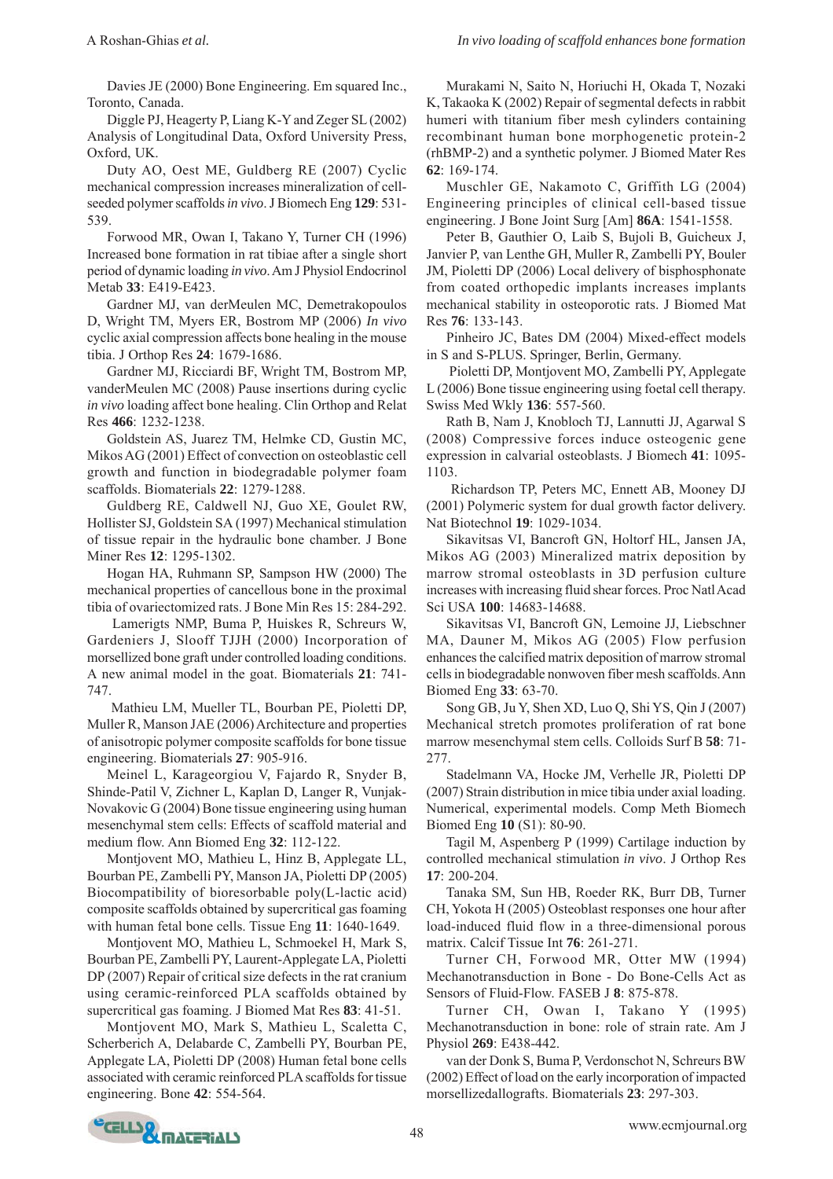Davies JE (2000) Bone Engineering. Em squared Inc., Toronto, Canada.

Diggle PJ, Heagerty P, Liang K-Y and Zeger SL (2002) Analysis of Longitudinal Data, Oxford University Press, Oxford, UK.

Duty AO, Oest ME, Guldberg RE (2007) Cyclic mechanical compression increases mineralization of cell-seeded polymer scaffolds *in vivo*. J Biomech Eng **129**: 531-539.

Forwood MR, Owan I, Takano Y, Turner CH (1996) Increased bone formation in rat tibiae after a single short period of dynamic loading *in vivo*. Am J Physiol Endocrinol Metab **33**: E419-E423.

Gardner MJ, van derMeulen MC, Demetrakopoulos D, Wright TM, Myers ER, Bostrom MP (2006) *In vivo* cyclic axial compression affects bone healing in the mouse tibia. J Orthop Res **24**: 1679-1686.

Gardner MJ, Ricciardi BF, Wright TM, Bostrom MP, vanderMeulen MC (2008) Pause insertions during cyclic *in vivo* loading affect bone healing. Clin Orthop and Relat Res **466**: 1232-1238.

Goldstein AS, Juarez TM, Helmke CD, Gustin MC, Mikos AG (2001) Effect of convection on osteoblastic cell growth and function in biodegradable polymer foam scaffolds. Biomaterials **22**: 1279-1288.

Guldberg RE, Caldwell NJ, Guo XE, Goulet RW, Hollister SJ, Goldstein SA (1997) Mechanical stimulation of tissue repair in the hydraulic bone chamber. J Bone Miner Res **12**: 1295-1302.

Hogan HA, Ruhmann SP, Sampson HW (2000) The mechanical properties of cancellous bone in the proximal tibia of ovariectomized rats. J Bone Min Res 15: 284-292.

Lamerigts NMP, Buma P, Huiskes R, Schreurs W, Gardeniers J, Slooff TJJH (2000) Incorporation of morsellized bone graft under controlled loading conditions. A new animal model in the goat. Biomaterials **21**: 741-747.

Mathieu LM, Mueller TL, Bourban PE, Pioletti DP, Muller R, Manson JAE (2006) Architecture and properties of anisotropic polymer composite scaffolds for bone tissue engineering. Biomaterials **27**: 905-916.

Meinel L, Karageorgiou V, Fajardo R, Snyder B, Shinde-Patil V, Zichner L, Kaplan D, Langer R, Vunjak-Novakovic G (2004) Bone tissue engineering using human mesenchymal stem cells: Effects of scaffold material and medium flow. Ann Biomed Eng **32**: 112-122.

Montjovent MO, Mathieu L, Hinz B, Applegate LL, Bourban PE, Zambelli PY, Manson JA, Pioletti DP (2005) Biocompatibility of bioresorbable poly(L-lactic acid) composite scaffolds obtained by supercritical gas foaming with human fetal bone cells. Tissue Eng **11**: 1640-1649.

Montjovent MO, Mathieu L, Schmoekel H, Mark S, Bourban PE, Zambelli PY, Laurent-Applegate LA, Pioletti DP (2007) Repair of critical size defects in the rat cranium using ceramic-reinforced PLA scaffolds obtained by supercritical gas foaming. J Biomed Mat Res **83**: 41-51.

Montjovent MO, Mark S, Mathieu L, Scaletta C, Scherberich A, Delabarde C, Zambelli PY, Bourban PE, Applegate LA, Pioletti DP (2008) Human fetal bone cells associated with ceramic reinforced PLA scaffolds for tissue engineering. Bone **42**: 554-564.

Murakami N, Saito N, Horiuchi H, Okada T, Nozaki K, Takaoka K (2002) Repair of segmental defects in rabbit humeri with titanium fiber mesh cylinders containing recombinant human bone morphogenetic protein-2 (rhBMP-2) and a synthetic polymer. J Biomed Mater Res **62**: 169-174.

Muschler GE, Nakamoto C, Griffith LG (2004) Engineering principles of clinical cell-based tissue engineering. J Bone Joint Surg [Am] **86A**: 1541-1558.

Peter B, Gauthier O, Laib S, Bujoli B, Guicheux J, Janvier P, van Lenthe GH, Muller R, Zambelli PY, Bouler JM, Pioletti DP (2006) Local delivery of bisphosphonate from coated orthopedic implants increases implants mechanical stability in osteoporotic rats. J Biomed Mat Res **76**: 133-143.

Pinheiro JC, Bates DM (2004) Mixed-effect models in S and S-PLUS. Springer, Berlin, Germany.

Pioletti DP, Montjovent MO, Zambelli PY, Applegate L (2006) Bone tissue engineering using foetal cell therapy. Swiss Med Wkly **136**: 557-560.

Rath B, Nam J, Knobloch TJ, Lannutti JJ, Agarwal S (2008) Compressive forces induce osteogenic gene expression in calvarial osteoblasts. J Biomech **41**: 1095-1103.

Richardson TP, Peters MC, Ennett AB, Mooney DJ (2001) Polymeric system for dual growth factor delivery. Nat Biotechnol **19**: 1029-1034.

Sikavitsas VI, Bancroft GN, Holtorf HL, Jansen JA, Mikos AG (2003) Mineralized matrix deposition by marrow stromal osteoblasts in 3D perfusion culture increases with increasing fluid shear forces. Proc Natl Acad Sci USA **100**: 14683-14688.

Sikavitsas VI, Bancroft GN, Lemoine JJ, Liebschner MA, Dauner M, Mikos AG (2005) Flow perfusion enhances the calcified matrix deposition of marrow stromal cells in biodegradable nonwoven fiber mesh scaffolds. Ann Biomed Eng **33**: 63-70.

Song GB, Ju Y, Shen XD, Luo Q, Shi YS, Qin J (2007) Mechanical stretch promotes proliferation of rat bone marrow mesenchymal stem cells. Colloids Surf B **58**: 71-277.

Stadelmann VA, Hocke JM, Verhelle JR, Pioletti DP (2007) Strain distribution in mice tibia under axial loading. Numerical, experimental models. Comp Meth Biomech Biomed Eng **10** (S1): 80-90.

Tagil M, Aspenberg P (1999) Cartilage induction by controlled mechanical stimulation *in vivo*. J Orthop Res **17**: 200-204.

Tanaka SM, Sun HB, Roeder RK, Burr DB, Turner CH, Yokota H (2005) Osteoblast responses one hour after load-induced fluid flow in a three-dimensional porous matrix. Calcif Tissue Int **76**: 261-271.

Turner CH, Forwood MR, Otter MW (1994) Mechanotransduction in Bone - Do Bone-Cells Act as Sensors of Fluid-Flow. FASEB J **8**: 875-878.

Turner CH, Owan I, Takano Y (1995) Mechanotransduction in bone: role of strain rate. Am J Physiol **269**: E438-442.

van der Donk S, Buma P, Verdonschot N, Schreurs BW (2002) Effect of load on the early incorporation of impacted morsellizedallografts. Biomaterials **23**: 297-303.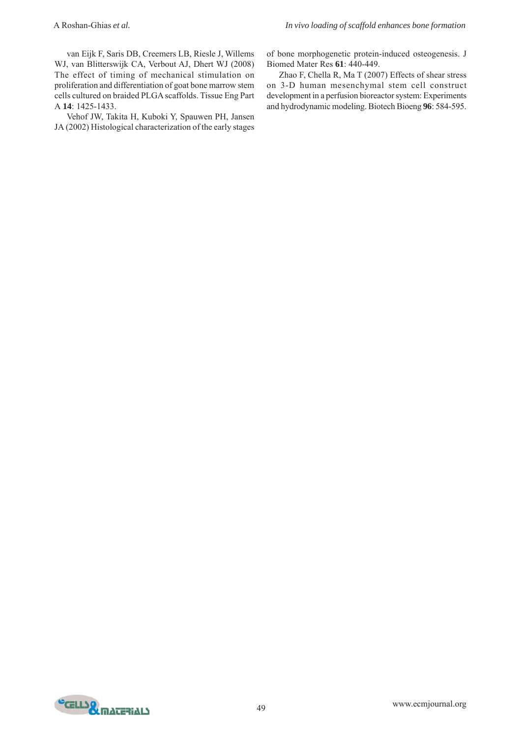van Eijk F, Saris DB, Creemers LB, Riesle J, Willems WJ, van Blitterswijk CA, Verbout AJ, Dhert WJ (2008) The effect of timing of mechanical stimulation on proliferation and differentiation of goat bone marrow stem cells cultured on braided PLGA scaffolds. Tissue Eng Part A **14**: 1425-1433.

Vehof JW, Takita H, Kuboki Y, Spauwen PH, Jansen JA (2002) Histological characterization of the early stages of bone morphogenetic protein-induced osteogenesis. J Biomed Mater Res **61**: 440-449.

Zhao F, Chella R, Ma T (2007) Effects of shear stress on 3-D human mesenchymal stem cell construct development in a perfusion bioreactor system: Experiments and hydrodynamic modeling. Biotech Bioeng **96**: 584-595.